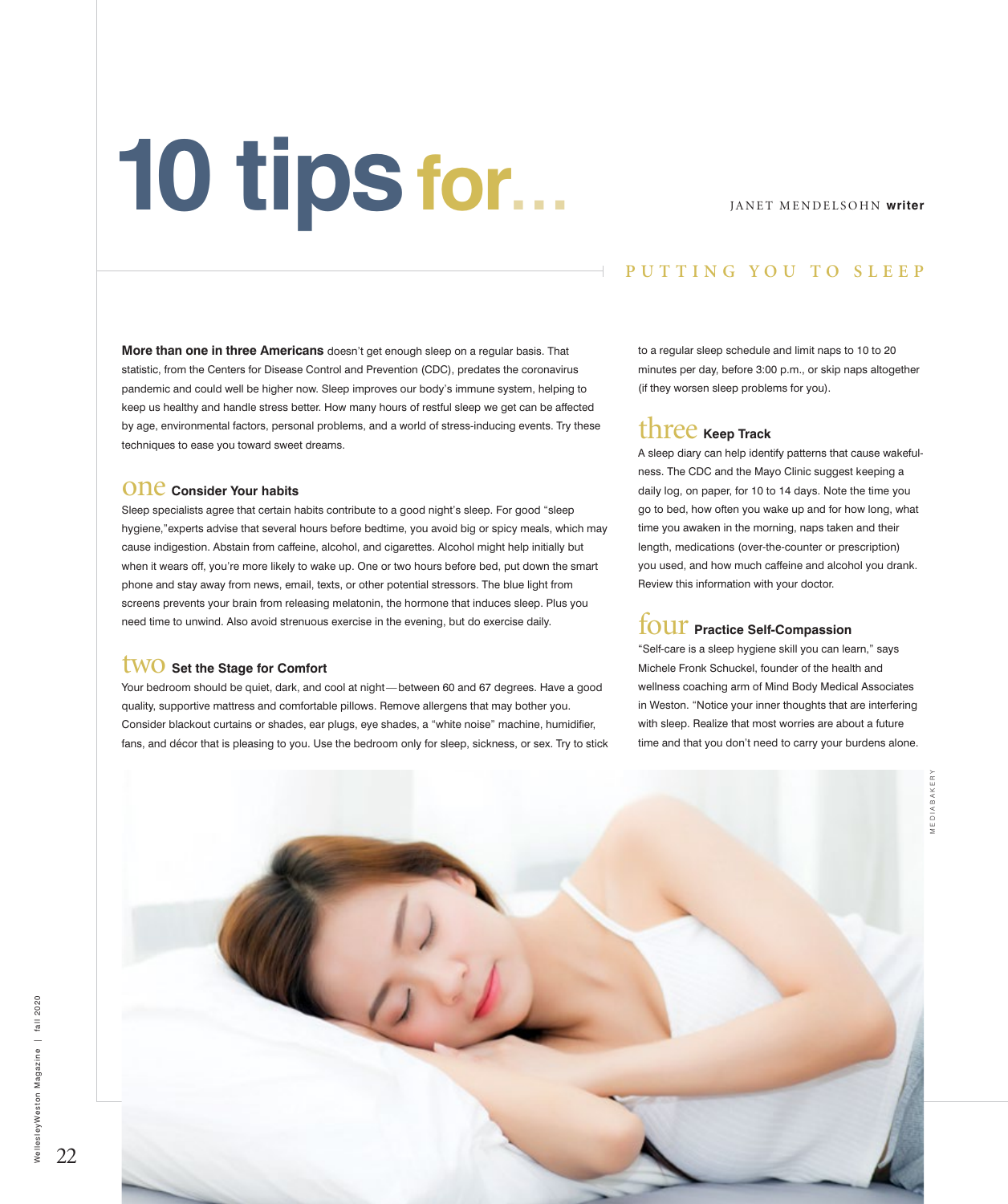# 10 tips for...

JANET MENDELSOHN **writer**

## PUTTING YOU TO SLEEP

**More than one in three Americans** doesn't get enough sleep on a regular basis. That statistic, from the Centers for Disease Control and Prevention (CDC), predates the coronavirus pandemic and could well be higher now. Sleep improves our body's immune system, helping to keep us healthy and handle stress better. How many hours of restful sleep we get can be affected by age, environmental factors, personal problems, and a world of stress-inducing events. Try these techniques to ease you toward sweet dreams.

### one Consider Your habits

Sleep specialists agree that certain habits contribute to a good night's sleep. For good "sleep hygiene,"experts advise that several hours before bedtime, you avoid big or spicy meals, which may cause indigestion. Abstain from caffeine, alcohol, and cigarettes. Alcohol might help initially but when it wears off, you're more likely to wake up. One or two hours before bed, put down the smart phone and stay away from news, email, texts, or other potential stressors. The blue light from screens prevents your brain from releasing melatonin, the hormone that induces sleep. Plus you need time to unwind. Also avoid strenuous exercise in the evening, but do exercise daily.

### two Set the Stage for Comfort

Your bedroom should be quiet, dark, and cool at night—between 60 and 67 degrees. Have a good quality, supportive mattress and comfortable pillows. Remove allergens that may bother you. Consider blackout curtains or shades, ear plugs, eye shades, a "white noise" machine, humidifier, fans, and décor that is pleasing to you. Use the bedroom only for sleep, sickness, or sex. Try to stick to a regular sleep schedule and limit naps to 10 to 20 minutes per day, before 3:00 p.m., or skip naps altogether (if they worsen sleep problems for you).

### three Keep Track

A sleep diary can help identify patterns that cause wakefulness. The CDC and the Mayo Clinic suggest keeping a daily log, on paper, for 10 to 14 days. Note the time you go to bed, how often you wake up and for how long, what time you awaken in the morning, naps taken and their length, medications (over-the-counter or prescription) you used, and how much caffeine and alcohol you drank. Review this information with your doctor.

### four Practice Self-Compassion

"Self-care is a sleep hygiene skill you can learn," says Michele Fronk Schuckel, founder of the health and wellness coaching arm of Mind Body Medical Associates in Weston. "Notice your inner thoughts that are interfering with sleep. Realize that most worries are about a future time and that you don't need to carry your burdens alone.

MEDIABAKERY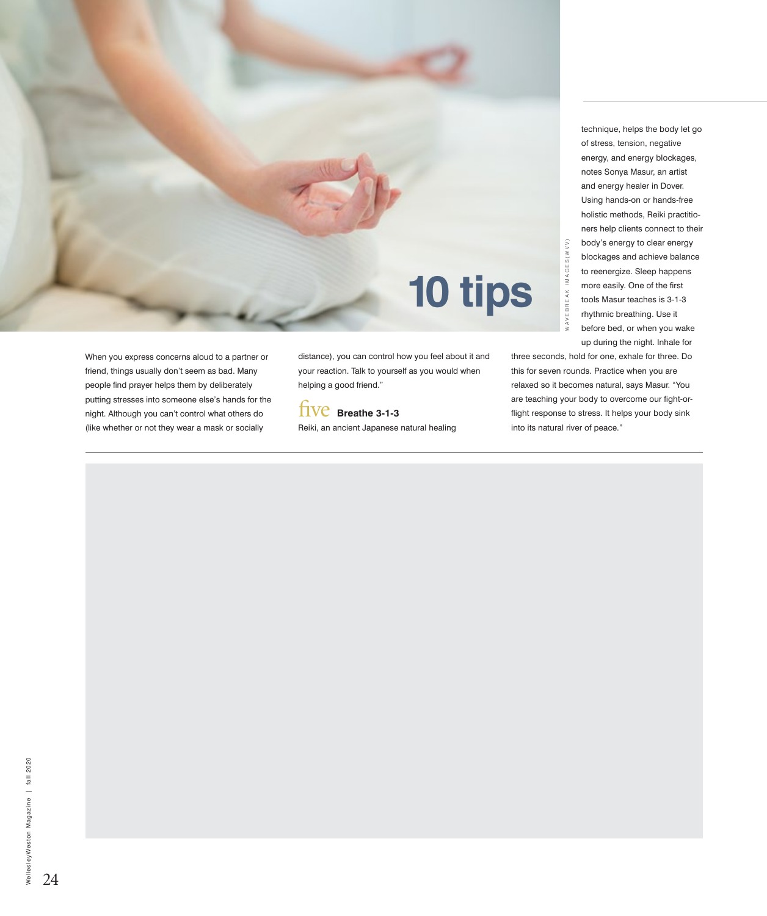# 10 tips

When you express concerns aloud to a partner or friend, things usually don't seem as bad. Many people find prayer helps them by deliberately putting stresses into someone else's hands for the night. Although you can't control what others do (like whether or not they wear a mask or socially distance), you can control how you feel about it and your reaction. Talk to yourself as you would when helping a good friend."

## five **Breathe 3-1-3**

Reiki, an ancient Japanese natural healing technique, helps the body let go of stress, tension, negative energy, and energy blockages, notes Sonya Masur, an artist and energy healer in Dover. Using hands-on or hands-free holistic methods, Reiki practitioners help clients connect to their body's energy to clear energy blockages and achieve balance to reenergize. Sleep happens more easily. One of the first tools Masur teaches is 3-1-3 rhythmic breathing. Use it before bed, or when you wake up during the night. Inhale for three seconds, hold for one, exhale for three. Do this for seven rounds. Practice when you are relaxed so it becomes natural, says Masur. "You are teaching your body to overcome our fight-or-flight response to stress. It helps your body sink into its natural river of peace."

WAVEBREAK IMAGES(WVV)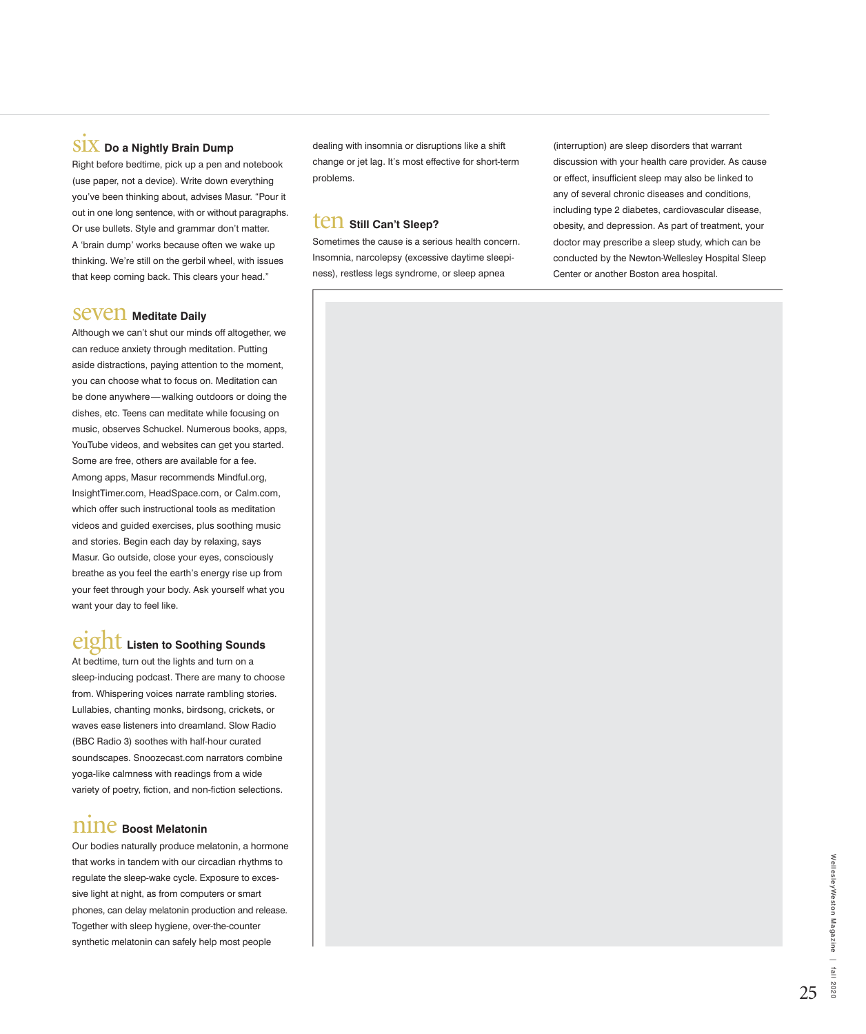## six Do a Nightly Brain Dump

Right before bedtime, pick up a pen and notebook (use paper, not a device). Write down everything you've been thinking about, advises Masur. "Pour it out in one long sentence, with or without paragraphs. Or use bullets. Style and grammar don't matter. A 'brain dump' works because often we wake up thinking. We're still on the gerbil wheel, with issues that keep coming back. This clears your head."

## seven Meditate Daily

Although we can't shut our minds off altogether, we can reduce anxiety through meditation. Putting aside distractions, paying attention to the moment, you can choose what to focus on. Meditation can be done anywhere—walking outdoors or doing the dishes, etc. Teens can meditate while focusing on music, observes Schuckel. Numerous books, apps, YouTube videos, and websites can get you started. Some are free, others are available for a fee. Among apps, Masur recommends Mindful.org, InsightTimer.com, HeadSpace.com, or Calm.com, which offer such instructional tools as meditation videos and guided exercises, plus soothing music and stories. Begin each day by relaxing, says Masur. Go outside, close your eyes, consciously breathe as you feel the earth's energy rise up from your feet through your body. Ask yourself what you want your day to feel like.

## eight Listen to Soothing Sounds

At bedtime, turn out the lights and turn on a sleep-inducing podcast. There are many to choose from. Whispering voices narrate rambling stories. Lullabies, chanting monks, birdsong, crickets, or waves ease listeners into dreamland. Slow Radio (BBC Radio 3) soothes with half-hour curated soundscapes. Snoozecast.com narrators combine yoga-like calmness with readings from a wide variety of poetry, fiction, and non-fiction selections.

## nine Boost Melatonin

Our bodies naturally produce melatonin, a hormone that works in tandem with our circadian rhythms to regulate the sleep-wake cycle. Exposure to excessive light at night, as from computers or smart phones, can delay melatonin production and release. Together with sleep hygiene, over-the-counter synthetic melatonin can safely help most people dealing with insomnia or disruptions like a shift change or jet lag. It's most effective for short-term problems.

## ten Still Can't Sleep?

Sometimes the cause is a serious health concern. Insomnia, narcolepsy (excessive daytime sleepiness), restless legs syndrome, or sleep apnea (interruption) are sleep disorders that warrant discussion with your health care provider. As cause or effect, insufficient sleep may also be linked to any of several chronic diseases and conditions, including type 2 diabetes, cardiovascular disease, obesity, and depression. As part of treatment, your doctor may prescribe a sleep study, which can be conducted by the Newton-Wellesley Hospital Sleep Center or another Boston area hospital.